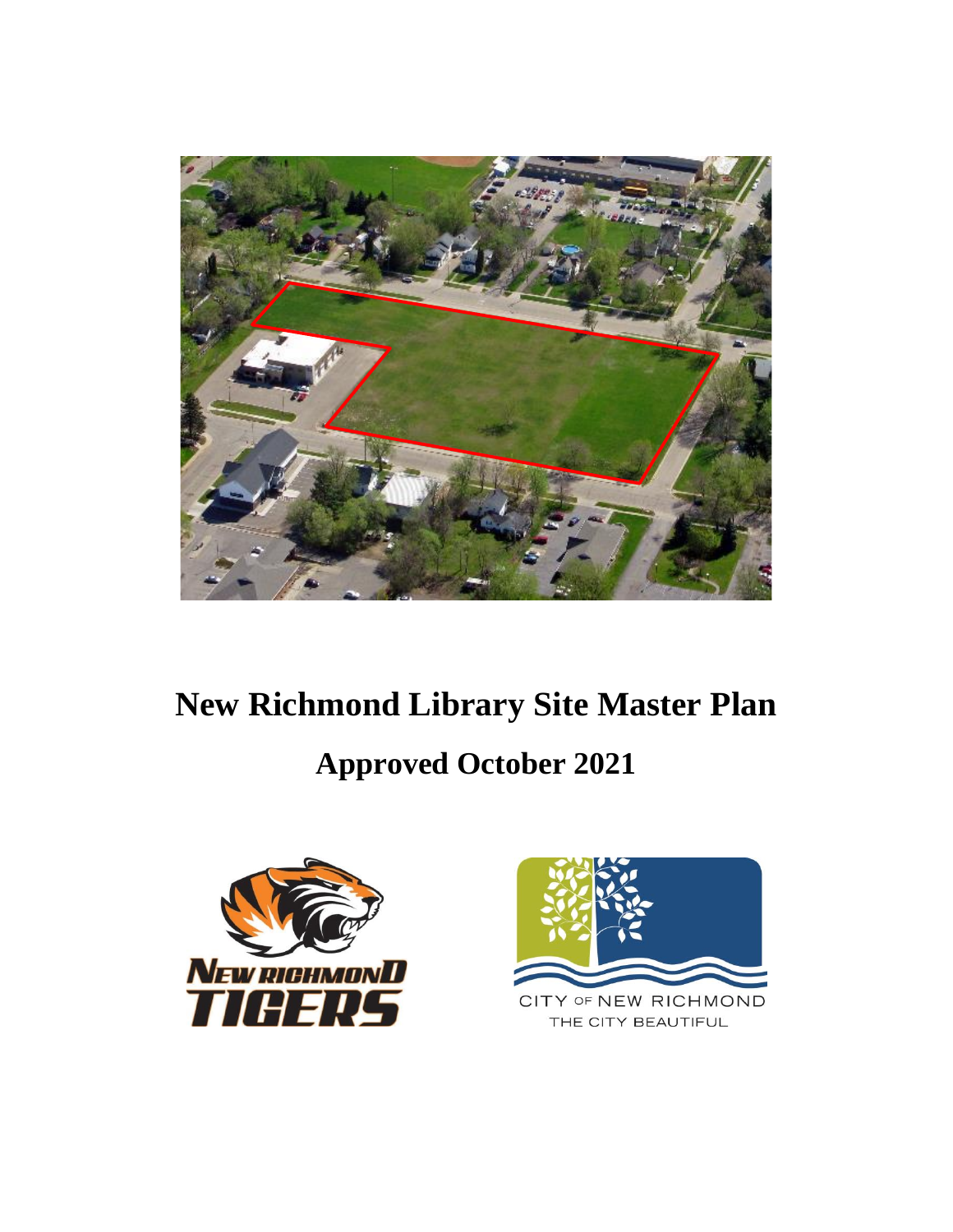# New Richmond Library Site Master Plan

## Approved October 2021

NEW RICHMOND TIGERS

CITY OF NEW RICHMOND
THE CITY BEAUTIFUL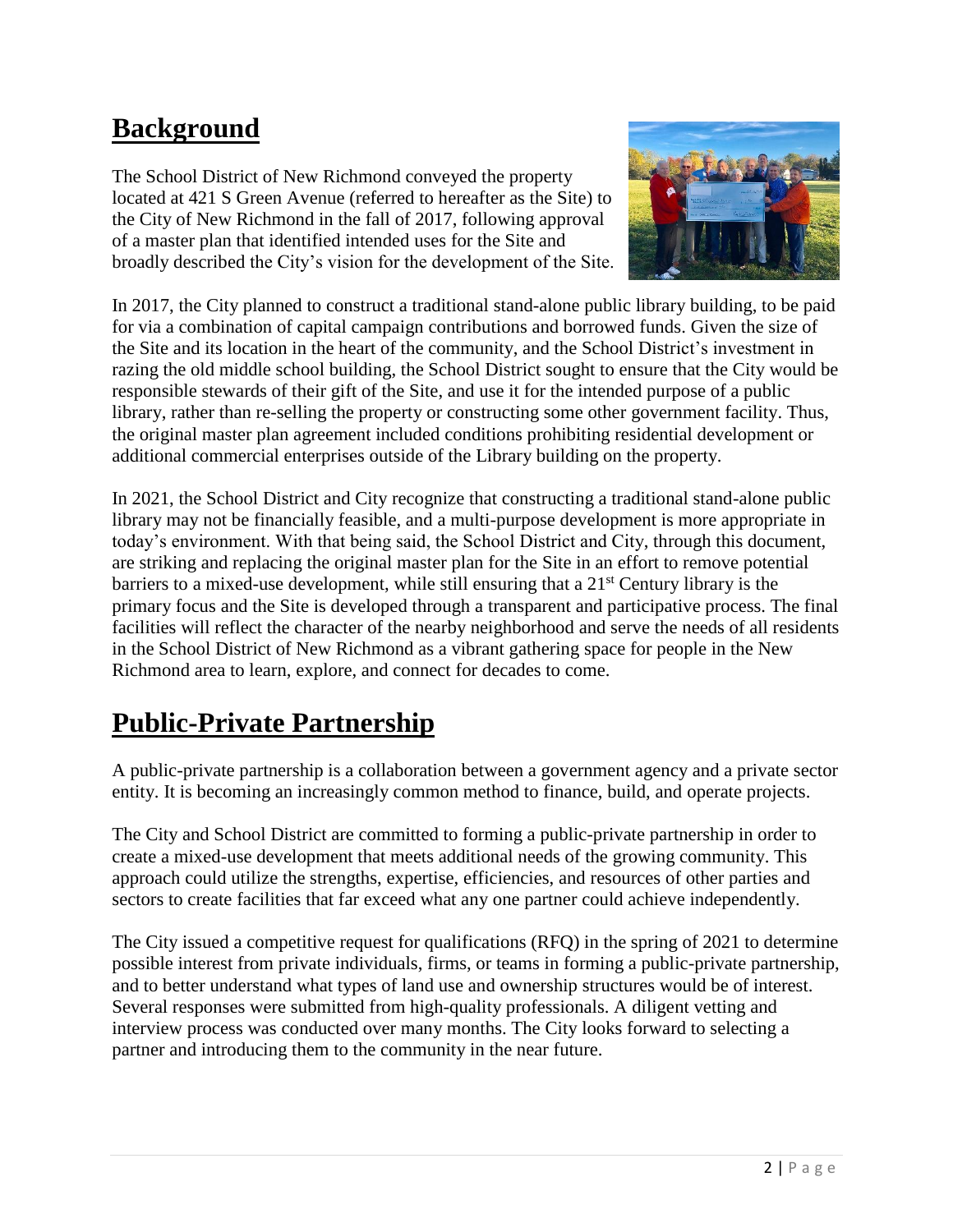## Background

The School District of New Richmond conveyed the property located at 421 S Green Avenue (referred to hereafter as the Site) to the City of New Richmond in the fall of 2017, following approval of a master plan that identified intended uses for the Site and broadly described the City's vision for the development of the Site.

In 2017, the City planned to construct a traditional stand-alone public library building, to be paid for via a combination of capital campaign contributions and borrowed funds. Given the size of the Site and its location in the heart of the community, and the School District's investment in razing the old middle school building, the School District sought to ensure that the City would be responsible stewards of their gift of the Site, and use it for the intended purpose of a public library, rather than re-selling the property or constructing some other government facility. Thus, the original master plan agreement included conditions prohibiting residential development or additional commercial enterprises outside of the Library building on the property.

In 2021, the School District and City recognize that constructing a traditional stand-alone public library may not be financially feasible, and a multi-purpose development is more appropriate in today's environment. With that being said, the School District and City, through this document, are striking and replacing the original master plan for the Site in an effort to remove potential barriers to a mixed-use development, while still ensuring that a 21st Century library is the primary focus and the Site is developed through a transparent and participative process. The final facilities will reflect the character of the nearby neighborhood and serve the needs of all residents in the School District of New Richmond as a vibrant gathering space for people in the New Richmond area to learn, explore, and connect for decades to come.

## Public-Private Partnership

A public-private partnership is a collaboration between a government agency and a private sector entity. It is becoming an increasingly common method to finance, build, and operate projects.

The City and School District are committed to forming a public-private partnership in order to create a mixed-use development that meets additional needs of the growing community. This approach could utilize the strengths, expertise, efficiencies, and resources of other parties and sectors to create facilities that far exceed what any one partner could achieve independently.

The City issued a competitive request for qualifications (RFQ) in the spring of 2021 to determine possible interest from private individuals, firms, or teams in forming a public-private partnership, and to better understand what types of land use and ownership structures would be of interest. Several responses were submitted from high-quality professionals. A diligent vetting and interview process was conducted over many months. The City looks forward to selecting a partner and introducing them to the community in the near future.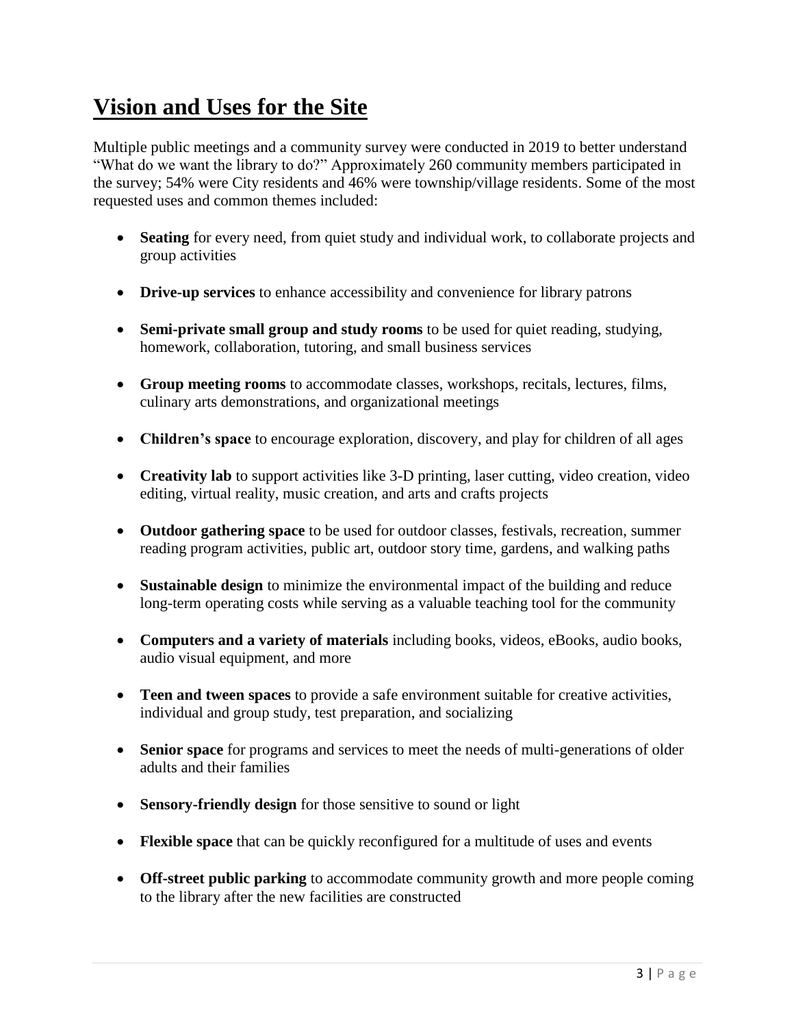# Vision and Uses for the Site

Multiple public meetings and a community survey were conducted in 2019 to better understand "What do we want the library to do?" Approximately 260 community members participated in the survey; 54% were City residents and 46% were township/village residents. Some of the most requested uses and common themes included:

- **Seating** for every need, from quiet study and individual work, to collaborate projects and group activities
- **Drive-up services** to enhance accessibility and convenience for library patrons
- **Semi-private small group and study rooms** to be used for quiet reading, studying, homework, collaboration, tutoring, and small business services
- **Group meeting rooms** to accommodate classes, workshops, recitals, lectures, films, culinary arts demonstrations, and organizational meetings
- **Children's space** to encourage exploration, discovery, and play for children of all ages
- **Creativity lab** to support activities like 3-D printing, laser cutting, video creation, video editing, virtual reality, music creation, and arts and crafts projects
- **Outdoor gathering space** to be used for outdoor classes, festivals, recreation, summer reading program activities, public art, outdoor story time, gardens, and walking paths
- **Sustainable design** to minimize the environmental impact of the building and reduce long-term operating costs while serving as a valuable teaching tool for the community
- **Computers and a variety of materials** including books, videos, eBooks, audio books, audio visual equipment, and more
- **Teen and tween spaces** to provide a safe environment suitable for creative activities, individual and group study, test preparation, and socializing
- **Senior space** for programs and services to meet the needs of multi-generations of older adults and their families
- **Sensory-friendly design** for those sensitive to sound or light
- **Flexible space** that can be quickly reconfigured for a multitude of uses and events
- **Off-street public parking** to accommodate community growth and more people coming to the library after the new facilities are constructed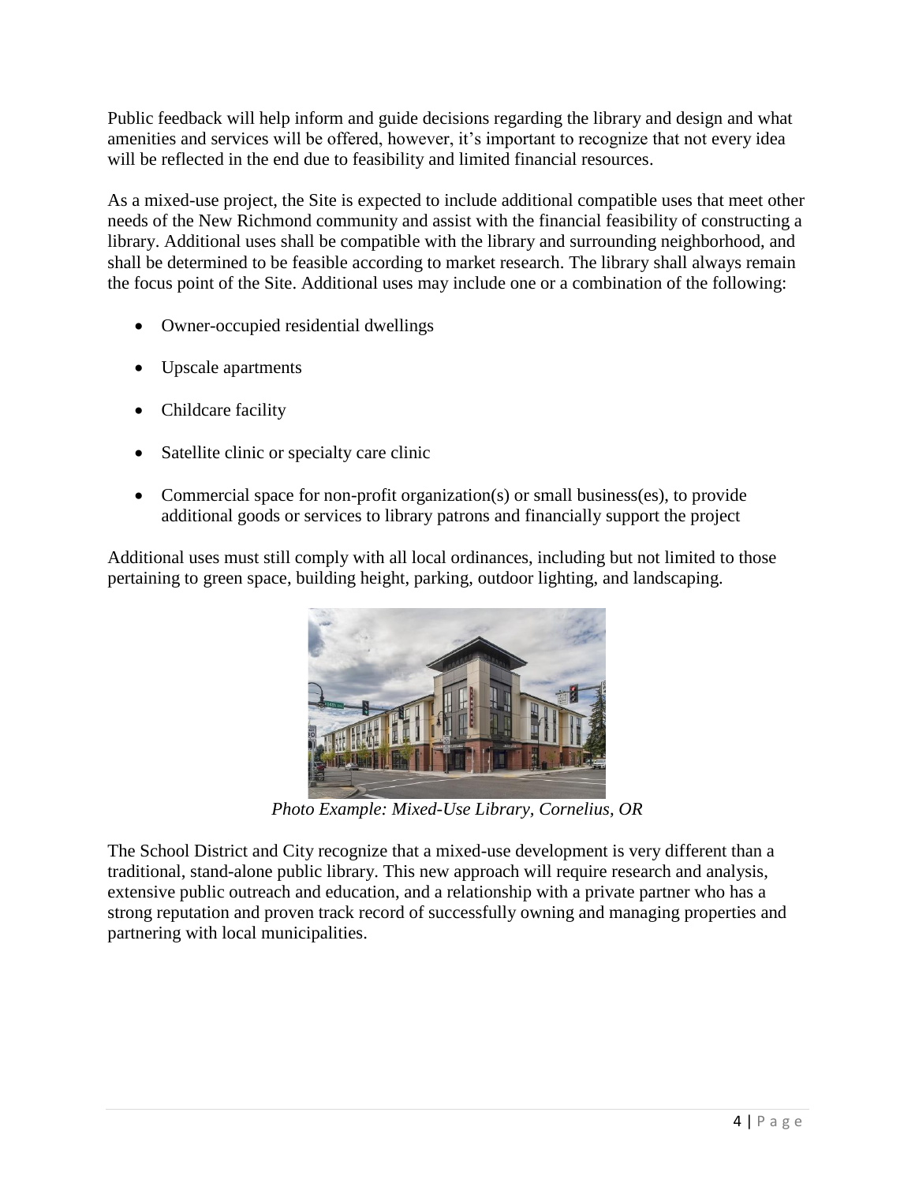Public feedback will help inform and guide decisions regarding the library and design and what amenities and services will be offered, however, it's important to recognize that not every idea will be reflected in the end due to feasibility and limited financial resources.

As a mixed-use project, the Site is expected to include additional compatible uses that meet other needs of the New Richmond community and assist with the financial feasibility of constructing a library. Additional uses shall be compatible with the library and surrounding neighborhood, and shall be determined to be feasible according to market research. The library shall always remain the focus point of the Site. Additional uses may include one or a combination of the following:

- Owner-occupied residential dwellings
- Upscale apartments
- Childcare facility
- Satellite clinic or specialty care clinic
- Commercial space for non-profit organization(s) or small business(es), to provide additional goods or services to library patrons and financially support the project

Additional uses must still comply with all local ordinances, including but not limited to those pertaining to green space, building height, parking, outdoor lighting, and landscaping.

*Photo Example: Mixed-Use Library, Cornelius, OR*

The School District and City recognize that a mixed-use development is very different than a traditional, stand-alone public library. This new approach will require research and analysis, extensive public outreach and education, and a relationship with a private partner who has a strong reputation and proven track record of successfully owning and managing properties and partnering with local municipalities.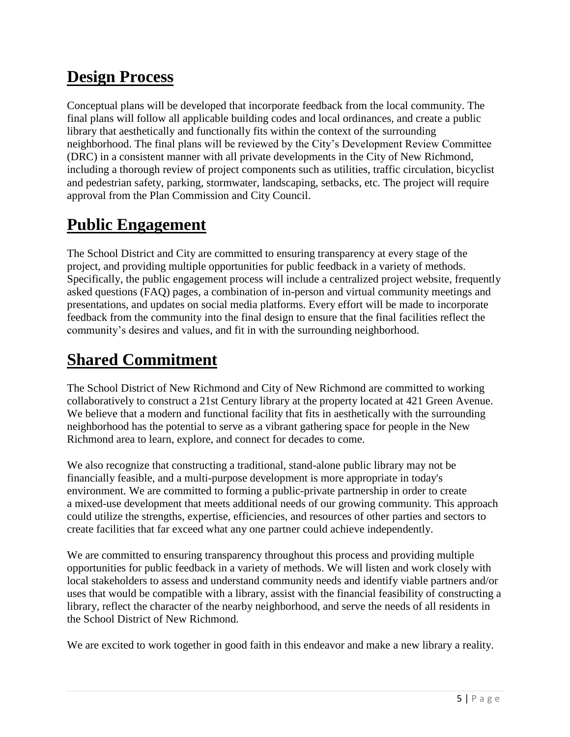# Design Process

Conceptual plans will be developed that incorporate feedback from the local community. The final plans will follow all applicable building codes and local ordinances, and create a public library that aesthetically and functionally fits within the context of the surrounding neighborhood. The final plans will be reviewed by the City's Development Review Committee (DRC) in a consistent manner with all private developments in the City of New Richmond, including a thorough review of project components such as utilities, traffic circulation, bicyclist and pedestrian safety, parking, stormwater, landscaping, setbacks, etc. The project will require approval from the Plan Commission and City Council.

# Public Engagement

The School District and City are committed to ensuring transparency at every stage of the project, and providing multiple opportunities for public feedback in a variety of methods. Specifically, the public engagement process will include a centralized project website, frequently asked questions (FAQ) pages, a combination of in-person and virtual community meetings and presentations, and updates on social media platforms. Every effort will be made to incorporate feedback from the community into the final design to ensure that the final facilities reflect the community's desires and values, and fit in with the surrounding neighborhood.

# Shared Commitment

The School District of New Richmond and City of New Richmond are committed to working collaboratively to construct a 21st Century library at the property located at 421 Green Avenue. We believe that a modern and functional facility that fits in aesthetically with the surrounding neighborhood has the potential to serve as a vibrant gathering space for people in the New Richmond area to learn, explore, and connect for decades to come.

We also recognize that constructing a traditional, stand-alone public library may not be financially feasible, and a multi-purpose development is more appropriate in today's environment. We are committed to forming a public-private partnership in order to create a mixed-use development that meets additional needs of our growing community. This approach could utilize the strengths, expertise, efficiencies, and resources of other parties and sectors to create facilities that far exceed what any one partner could achieve independently.

We are committed to ensuring transparency throughout this process and providing multiple opportunities for public feedback in a variety of methods. We will listen and work closely with local stakeholders to assess and understand community needs and identify viable partners and/or uses that would be compatible with a library, assist with the financial feasibility of constructing a library, reflect the character of the nearby neighborhood, and serve the needs of all residents in the School District of New Richmond.

We are excited to work together in good faith in this endeavor and make a new library a reality.